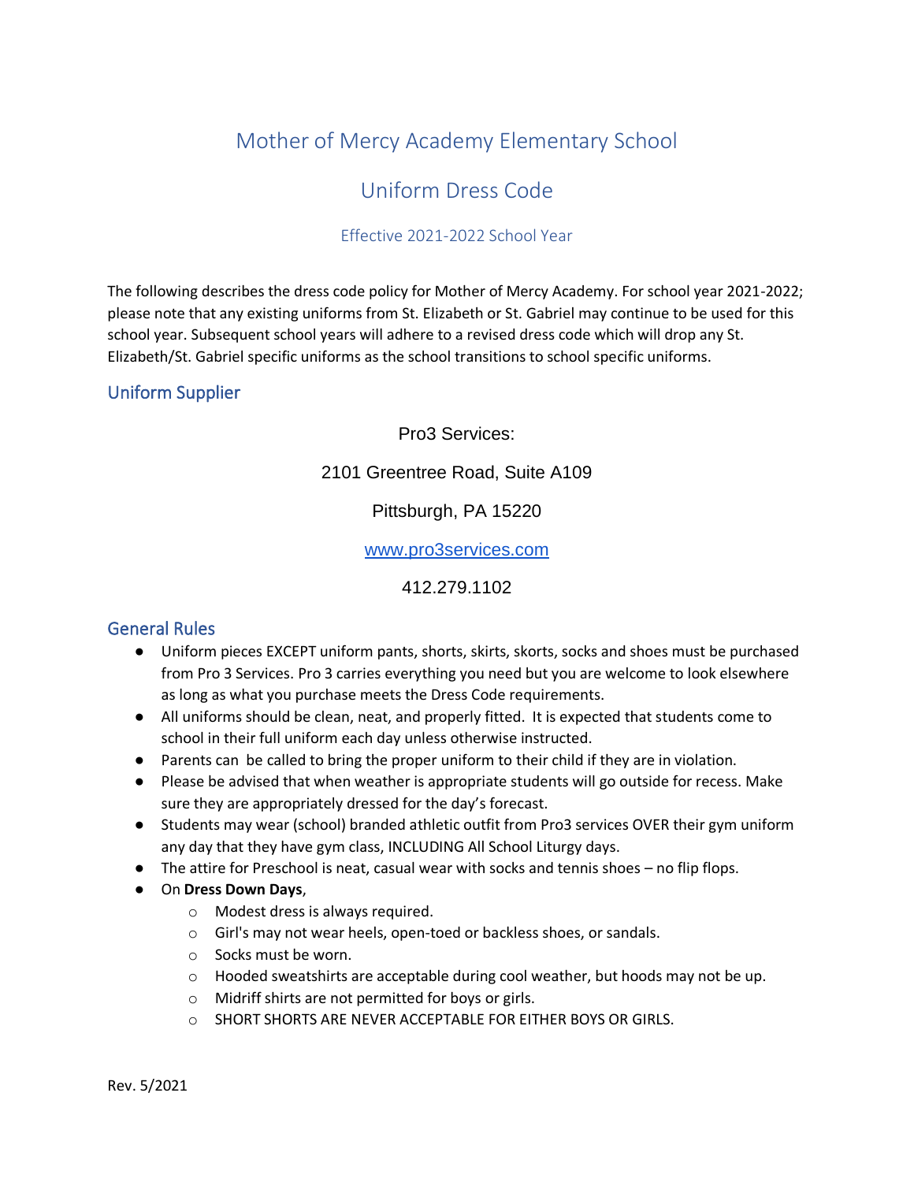# Mother of Mercy Academy Elementary School

## Uniform Dress Code

### Effective 2021-2022 School Year

The following describes the dress code policy for Mother of Mercy Academy. For school year 2021-2022; please note that any existing uniforms from St. Elizabeth or St. Gabriel may continue to be used for this school year. Subsequent school years will adhere to a revised dress code which will drop any St. Elizabeth/St. Gabriel specific uniforms as the school transitions to school specific uniforms.

## Uniform Supplier

Pro3 Services:

2101 Greentree Road, Suite A109

Pittsburgh, PA 15220

www.pro3services.com

412.279.1102

## General Rules

- Uniform pieces EXCEPT uniform pants, shorts, skirts, skorts, socks and shoes must be purchased from Pro 3 Services. Pro 3 carries everything you need but you are welcome to look elsewhere as long as what you purchase meets the Dress Code requirements.
- All uniforms should be clean, neat, and properly fitted. It is expected that students come to school in their full uniform each day unless otherwise instructed.
- Parents can be called to bring the proper uniform to their child if they are in violation.
- Please be advised that when weather is appropriate students will go outside for recess. Make sure they are appropriately dressed for the day's forecast.
- Students may wear (school) branded athletic outfit from Pro3 services OVER their gym uniform any day that they have gym class, INCLUDING All School Liturgy days.
- The attire for Preschool is neat, casual wear with socks and tennis shoes – no flip flops.
- On **Dress Down Days**,
  - Modest dress is always required.
  - Girl's may not wear heels, open-toed or backless shoes, or sandals.
  - Socks must be worn.
  - Hooded sweatshirts are acceptable during cool weather, but hoods may not be up.
  - Midriff shirts are not permitted for boys or girls.
  - SHORT SHORTS ARE NEVER ACCEPTABLE FOR EITHER BOYS OR GIRLS.

Rev. 5/2021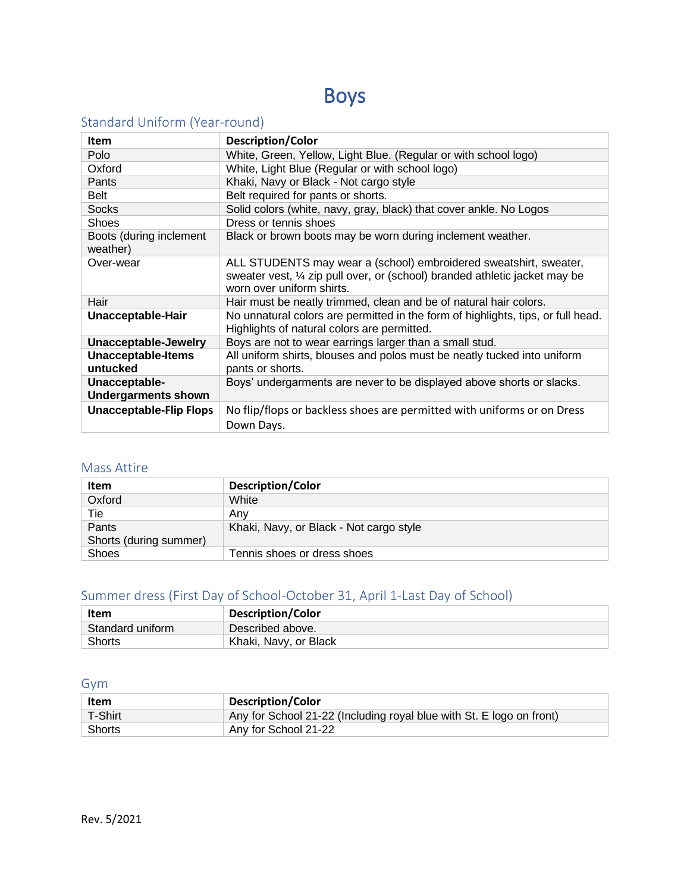# Boys

## Standard Uniform (Year-round)

| Item | Description/Color |
|---|---|
| Polo | White, Green, Yellow, Light Blue. (Regular or with school logo) |
| Oxford | White, Light Blue (Regular or with school logo) |
| Pants | Khaki, Navy or Black - Not cargo style |
| Belt | Belt required for pants or shorts. |
| Socks | Solid colors (white, navy, gray, black) that cover ankle. No Logos |
| Shoes | Dress or tennis shoes |
| Boots (during inclement weather) | Black or brown boots may be worn during inclement weather. |
| Over-wear | ALL STUDENTS may wear a (school) embroidered sweatshirt, sweater, sweater vest, ¼ zip pull over, or (school) branded athletic jacket may be worn over uniform shirts. |
| Hair | Hair must be neatly trimmed, clean and be of natural hair colors. |
| **Unacceptable-Hair** | No unnatural colors are permitted in the form of highlights, tips, or full head. Highlights of natural colors are permitted. |
| **Unacceptable-Jewelry** | Boys are not to wear earrings larger than a small stud. |
| **Unacceptable-Items untucked** | All uniform shirts, blouses and polos must be neatly tucked into uniform pants or shorts. |
| **Unacceptable-Undergarments shown** | Boys' undergarments are never to be displayed above shorts or slacks. |
| **Unacceptable-Flip Flops** | No flip/flops or backless shoes are permitted with uniforms or on Dress Down Days. |

## Mass Attire

| Item | Description/Color |
|---|---|
| Oxford | White |
| Tie | Any |
| Pants<br>Shorts (during summer) | Khaki, Navy, or Black - Not cargo style |
| Shoes | Tennis shoes or dress shoes |

## Summer dress (First Day of School-October 31, April 1-Last Day of School)

| Item | Description/Color |
|---|---|
| Standard uniform | Described above. |
| Shorts | Khaki, Navy, or Black |

## Gym

| Item | Description/Color |
|---|---|
| T-Shirt | Any for School 21-22 (Including royal blue with St. E logo on front) |
| Shorts | Any for School 21-22 |

Rev. 5/2021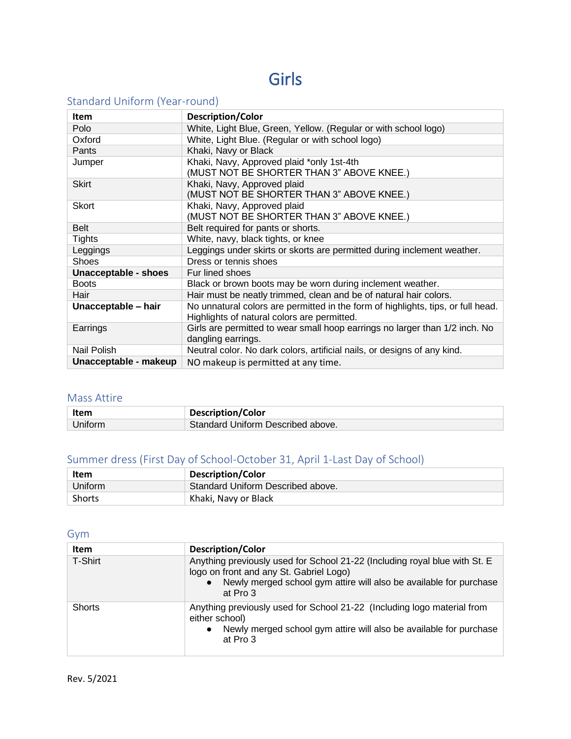# Girls

## Standard Uniform (Year-round)

| Item | Description/Color |
|---|---|
| Polo | White, Light Blue, Green, Yellow. (Regular or with school logo) |
| Oxford | White, Light Blue. (Regular or with school logo) |
| Pants | Khaki, Navy or Black |
| Jumper | Khaki, Navy, Approved plaid *only 1st-4th (MUST NOT BE SHORTER THAN 3" ABOVE KNEE.) |
| Skirt | Khaki, Navy, Approved plaid (MUST NOT BE SHORTER THAN 3" ABOVE KNEE.) |
| Skort | Khaki, Navy, Approved plaid (MUST NOT BE SHORTER THAN 3" ABOVE KNEE.) |
| Belt | Belt required for pants or shorts. |
| Tights | White, navy, black tights, or knee |
| Leggings | Leggings under skirts or skorts are permitted during inclement weather. |
| Shoes | Dress or tennis shoes |
| **Unacceptable - shoes** | Fur lined shoes |
| Boots | Black or brown boots may be worn during inclement weather. |
| Hair | Hair must be neatly trimmed, clean and be of natural hair colors. |
| **Unacceptable – hair** | No unnatural colors are permitted in the form of highlights, tips, or full head. Highlights of natural colors are permitted. |
| Earrings | Girls are permitted to wear small hoop earrings no larger than 1/2 inch. No dangling earrings. |
| Nail Polish | Neutral color. No dark colors, artificial nails, or designs of any kind. |
| **Unacceptable - makeup** | NO makeup is permitted at any time. |

## Mass Attire

| Item | Description/Color |
|---|---|
| Uniform | Standard Uniform Described above. |

## Summer dress (First Day of School-October 31, April 1-Last Day of School)

| Item | Description/Color |
|---|---|
| Uniform | Standard Uniform Described above. |
| Shorts | Khaki, Navy or Black |

## Gym

| Item | Description/Color |
|---|---|
| T-Shirt | Anything previously used for School 21-22 (Including royal blue with St. E logo on front and any St. Gabriel Logo)<br>• Newly merged school gym attire will also be available for purchase at Pro 3 |
| Shorts | Anything previously used for School 21-22 (Including logo material from either school)<br>• Newly merged school gym attire will also be available for purchase at Pro 3 |

Rev. 5/2021